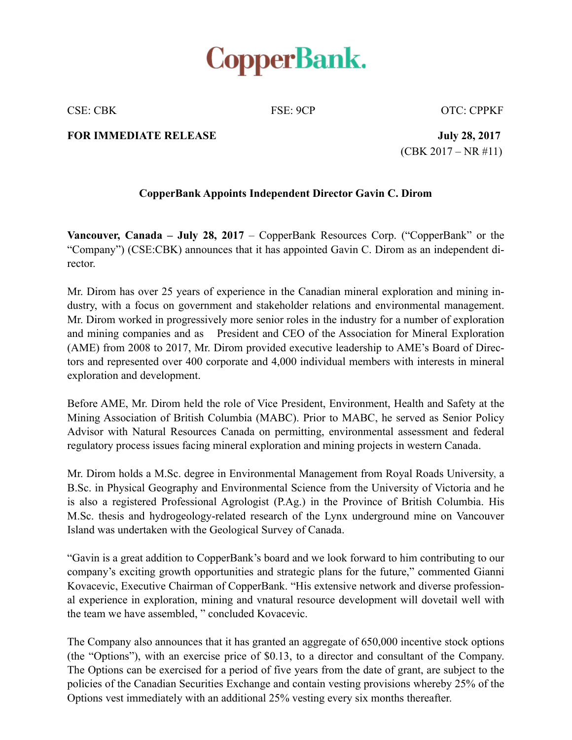CopperBank.

CSE: CBK    FSE: 9CP    OTC: CPPKF

**FOR IMMEDIATE RELEASE** **July 28, 2017**

(CBK 2017 – NR #11)

## CopperBank Appoints Independent Director Gavin C. Dirom

**Vancouver, Canada – July 28, 2017** – CopperBank Resources Corp. ("CopperBank" or the "Company") (CSE:CBK) announces that it has appointed Gavin C. Dirom as an independent director.

Mr. Dirom has over 25 years of experience in the Canadian mineral exploration and mining industry, with a focus on government and stakeholder relations and environmental management. Mr. Dirom worked in progressively more senior roles in the industry for a number of exploration and mining companies and as President and CEO of the Association for Mineral Exploration (AME) from 2008 to 2017, Mr. Dirom provided executive leadership to AME's Board of Directors and represented over 400 corporate and 4,000 individual members with interests in mineral exploration and development.

Before AME, Mr. Dirom held the role of Vice President, Environment, Health and Safety at the Mining Association of British Columbia (MABC). Prior to MABC, he served as Senior Policy Advisor with Natural Resources Canada on permitting, environmental assessment and federal regulatory process issues facing mineral exploration and mining projects in western Canada.

Mr. Dirom holds a M.Sc. degree in Environmental Management from Royal Roads University, a B.Sc. in Physical Geography and Environmental Science from the University of Victoria and he is also a registered Professional Agrologist (P.Ag.) in the Province of British Columbia. His M.Sc. thesis and hydrogeology-related research of the Lynx underground mine on Vancouver Island was undertaken with the Geological Survey of Canada.

"Gavin is a great addition to CopperBank's board and we look forward to him contributing to our company's exciting growth opportunities and strategic plans for the future," commented Gianni Kovacevic, Executive Chairman of CopperBank. "His extensive network and diverse professional experience in exploration, mining and vnatural resource development will dovetail well with the team we have assembled, " concluded Kovacevic.

The Company also announces that it has granted an aggregate of 650,000 incentive stock options (the "Options"), with an exercise price of $0.13, to a director and consultant of the Company. The Options can be exercised for a period of five years from the date of grant, are subject to the policies of the Canadian Securities Exchange and contain vesting provisions whereby 25% of the Options vest immediately with an additional 25% vesting every six months thereafter.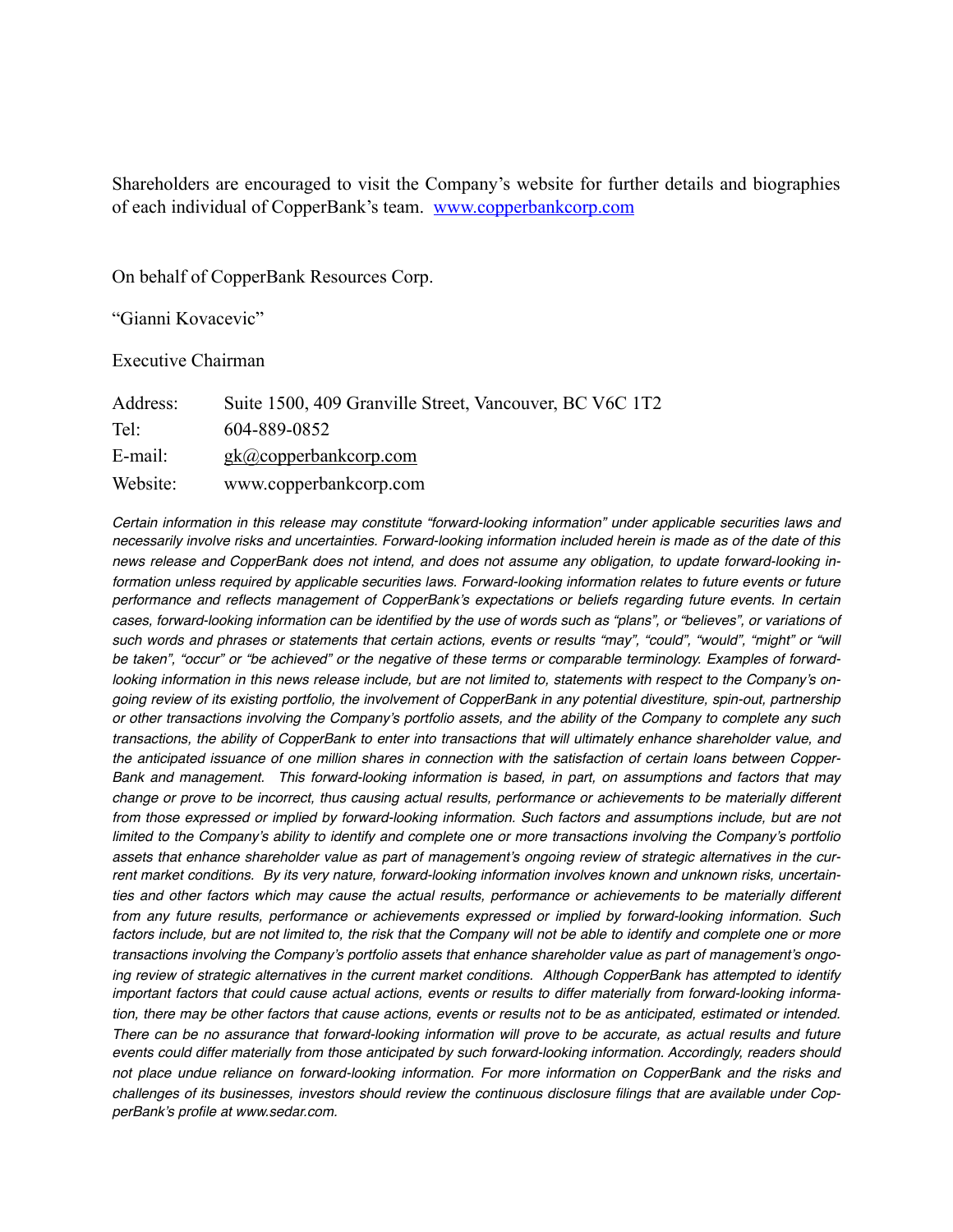Shareholders are encouraged to visit the Company's website for further details and biographies of each individual of CopperBank's team. [www.copperbankcorp.com](http://www.copperbankcorp.com)

On behalf of CopperBank Resources Corp.

"Gianni Kovacevic"

Executive Chairman

| | |
|---|---|
| Address: | Suite 1500, 409 Granville Street, Vancouver, BC V6C 1T2 |
| Tel: | 604-889-0852 |
| E-mail: | gk@copperbankcorp.com |
| Website: | www.copperbankcorp.com |

*Certain information in this release may constitute "forward-looking information" under applicable securities laws and necessarily involve risks and uncertainties. Forward-looking information included herein is made as of the date of this news release and CopperBank does not intend, and does not assume any obligation, to update forward-looking information unless required by applicable securities laws. Forward-looking information relates to future events or future performance and reflects management of CopperBank's expectations or beliefs regarding future events. In certain cases, forward-looking information can be identified by the use of words such as "plans", or "believes", or variations of such words and phrases or statements that certain actions, events or results "may", "could", "would", "might" or "will be taken", "occur" or "be achieved" or the negative of these terms or comparable terminology. Examples of forward-looking information in this news release include, but are not limited to, statements with respect to the Company's ongoing review of its existing portfolio, the involvement of CopperBank in any potential divestiture, spin-out, partnership or other transactions involving the Company's portfolio assets, and the ability of the Company to complete any such transactions, the ability of CopperBank to enter into transactions that will ultimately enhance shareholder value, and the anticipated issuance of one million shares in connection with the satisfaction of certain loans between CopperBank and management. This forward-looking information is based, in part, on assumptions and factors that may change or prove to be incorrect, thus causing actual results, performance or achievements to be materially different from those expressed or implied by forward-looking information. Such factors and assumptions include, but are not limited to the Company's ability to identify and complete one or more transactions involving the Company's portfolio assets that enhance shareholder value as part of management's ongoing review of strategic alternatives in the current market conditions. By its very nature, forward-looking information involves known and unknown risks, uncertainties and other factors which may cause the actual results, performance or achievements to be materially different from any future results, performance or achievements expressed or implied by forward-looking information. Such factors include, but are not limited to, the risk that the Company will not be able to identify and complete one or more transactions involving the Company's portfolio assets that enhance shareholder value as part of management's ongoing review of strategic alternatives in the current market conditions. Although CopperBank has attempted to identify important factors that could cause actual actions, events or results to differ materially from forward-looking information, there may be other factors that cause actions, events or results not to be as anticipated, estimated or intended. There can be no assurance that forward-looking information will prove to be accurate, as actual results and future events could differ materially from those anticipated by such forward-looking information. Accordingly, readers should not place undue reliance on forward-looking information. For more information on CopperBank and the risks and challenges of its businesses, investors should review the continuous disclosure filings that are available under CopperBank's profile at www.sedar.com.*